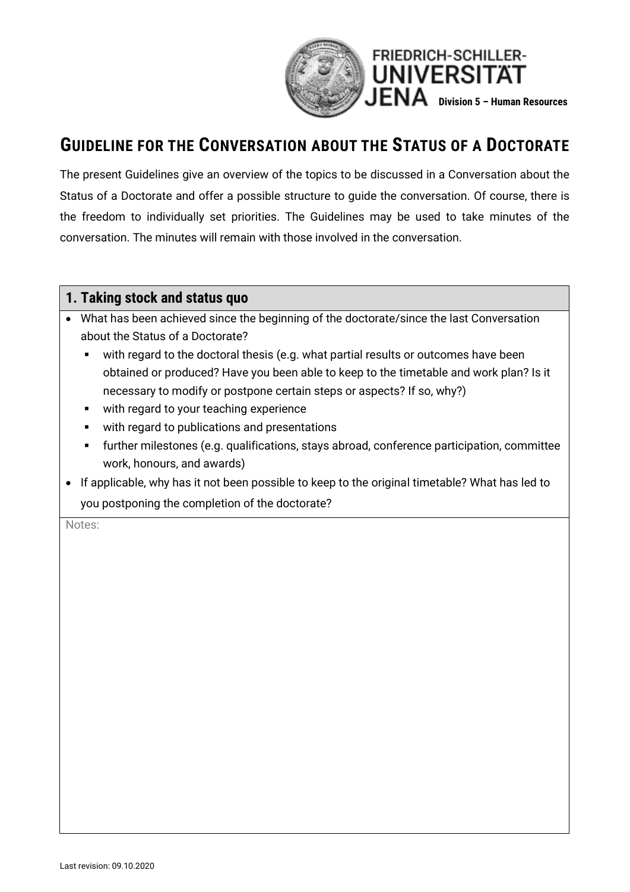FRIEDRICH-SCHILLER-UNIVERSITÄT JENA **Division 5 – Human Resources**

# Guideline for the Conversation about the Status of a Doctorate

The present Guidelines give an overview of the topics to be discussed in a Conversation about the Status of a Doctorate and offer a possible structure to guide the conversation. Of course, there is the freedom to individually set priorities. The Guidelines may be used to take minutes of the conversation. The minutes will remain with those involved in the conversation.

## 1. Taking stock and status quo

- What has been achieved since the beginning of the doctorate/since the last Conversation about the Status of a Doctorate?
  - with regard to the doctoral thesis (e.g. what partial results or outcomes have been obtained or produced? Have you been able to keep to the timetable and work plan? Is it necessary to modify or postpone certain steps or aspects? If so, why?)
  - with regard to your teaching experience
  - with regard to publications and presentations
  - further milestones (e.g. qualifications, stays abroad, conference participation, committee work, honours, and awards)
- If applicable, why has it not been possible to keep to the original timetable? What has led to you postponing the completion of the doctorate?

Notes:

Last revision: 09.10.2020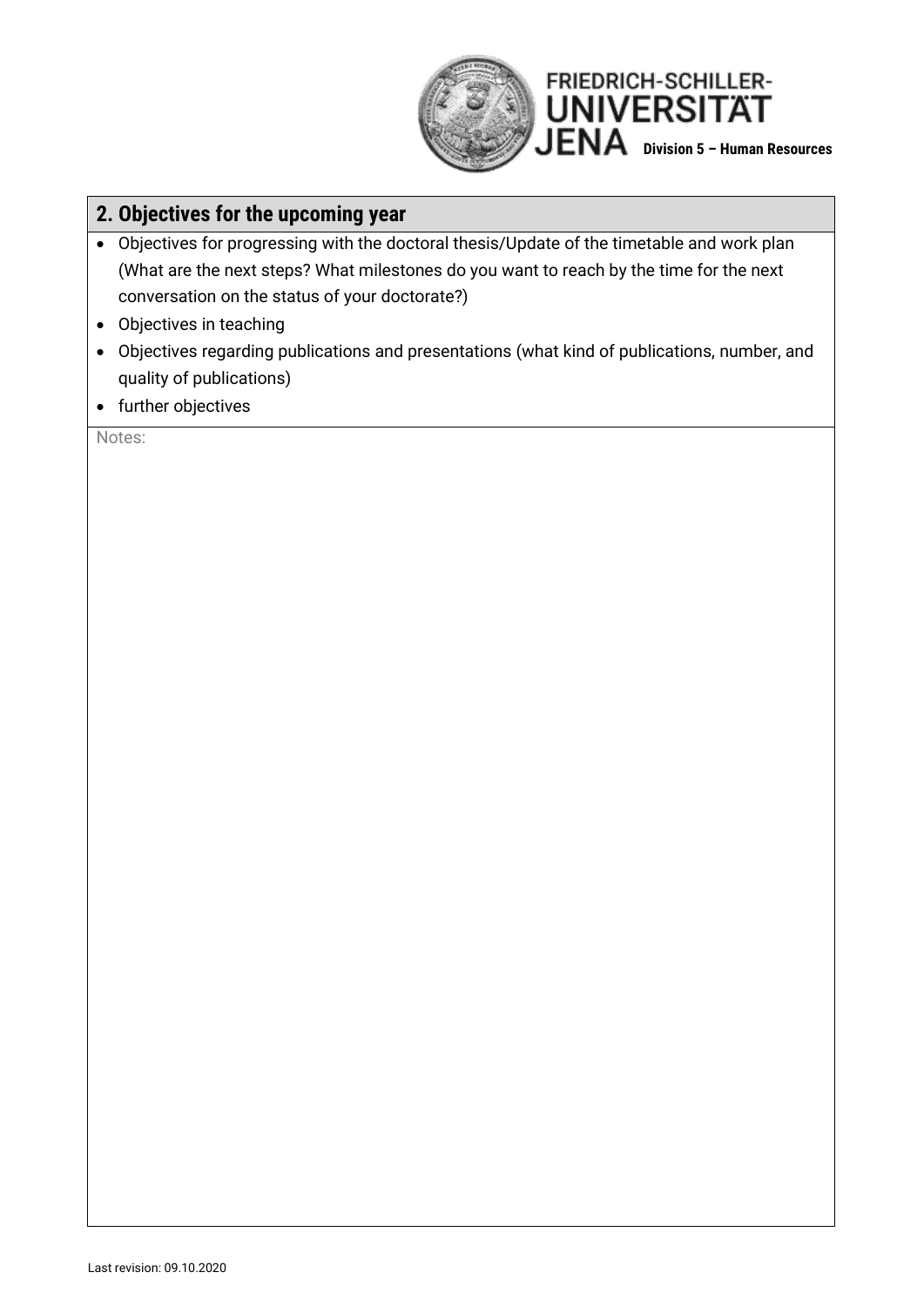## 2. Objectives for the upcoming year

- Objectives for progressing with the doctoral thesis/Update of the timetable and work plan (What are the next steps? What milestones do you want to reach by the time for the next conversation on the status of your doctorate?)
- Objectives in teaching
- Objectives regarding publications and presentations (what kind of publications, number, and quality of publications)
- further objectives

Notes: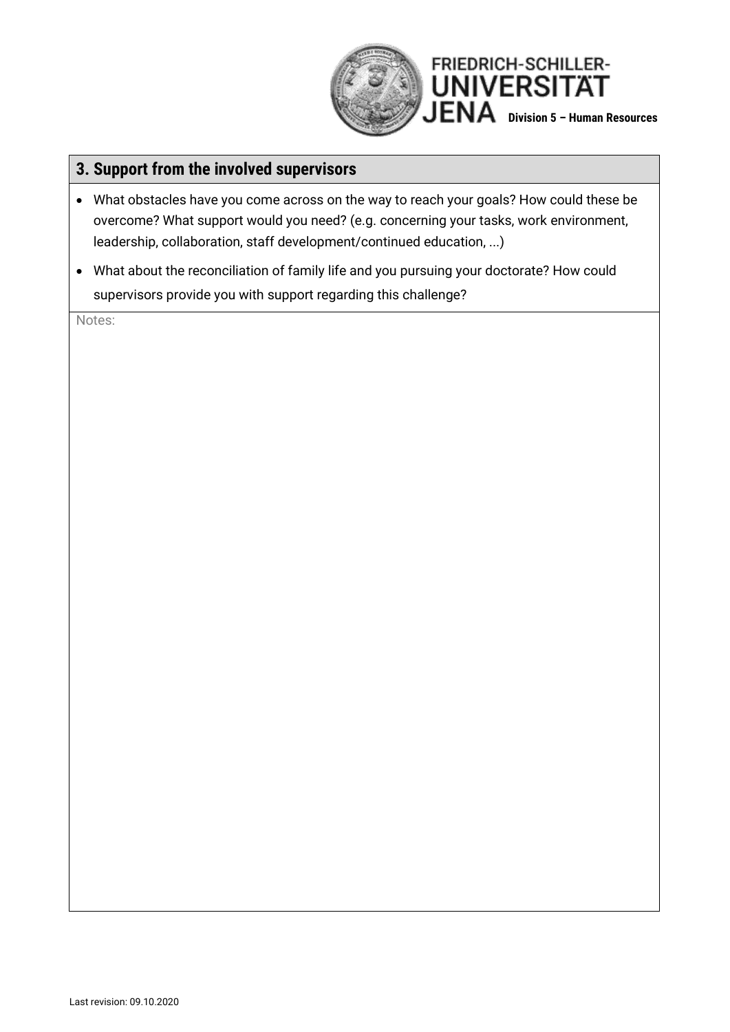## 3. Support from the involved supervisors

- What obstacles have you come across on the way to reach your goals? How could these be overcome? What support would you need? (e.g. concerning your tasks, work environment, leadership, collaboration, staff development/continued education, ...)
- What about the reconciliation of family life and you pursuing your doctorate? How could supervisors provide you with support regarding this challenge?

Notes: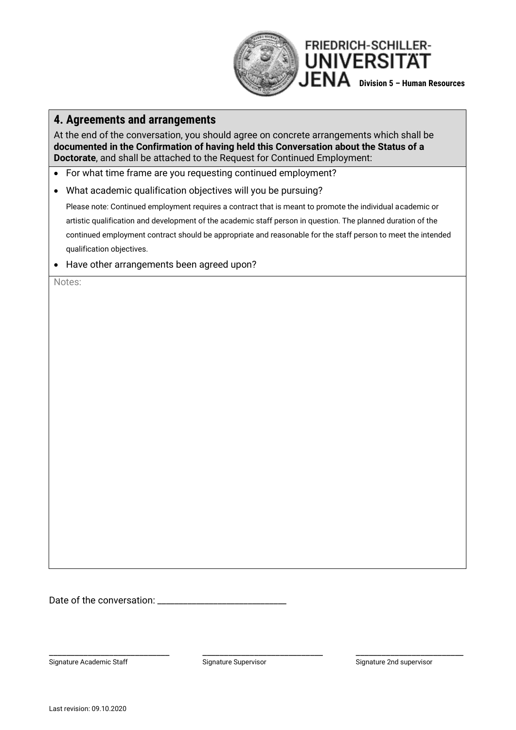## 4. Agreements and arrangements

At the end of the conversation, you should agree on concrete arrangements which shall be **documented in the Confirmation of having held this Conversation about the Status of a Doctorate**, and shall be attached to the Request for Continued Employment:

- For what time frame are you requesting continued employment?
- What academic qualification objectives will you be pursuing?

  Please note: Continued employment requires a contract that is meant to promote the individual academic or artistic qualification and development of the academic staff person in question. The planned duration of the continued employment contract should be appropriate and reasonable for the staff person to meet the intended qualification objectives.
- Have other arrangements been agreed upon?

Notes:

Date of the conversation: ____________________________

______________________________ Signature Academic Staff

______________________________ Signature Supervisor

______________________________ Signature 2nd supervisor

Last revision: 09.10.2020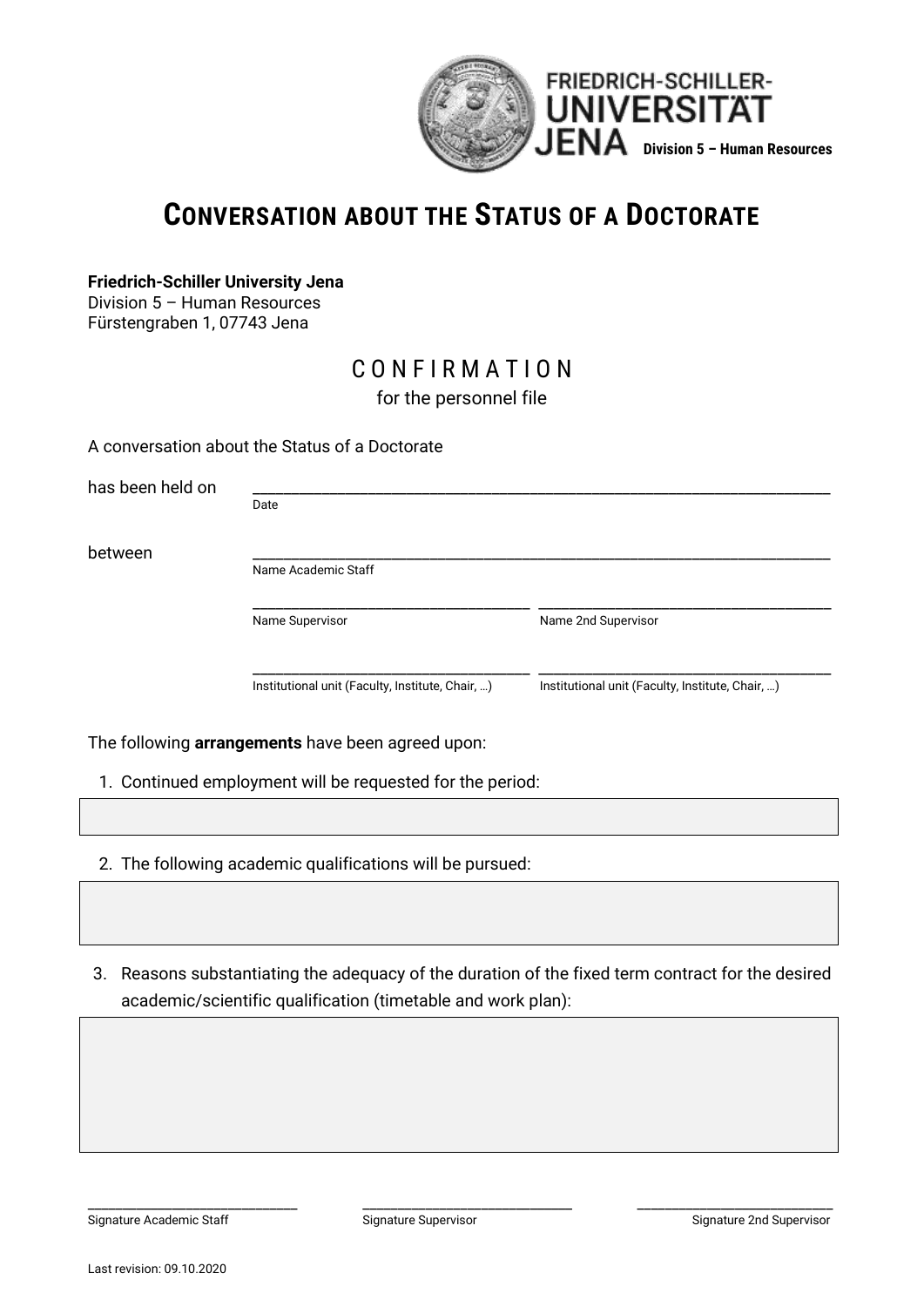FRIEDRICH-SCHILLER-UNIVERSITÄT JENA Division 5 – Human Resources

# Conversation about the Status of a Doctorate

**Friedrich-Schiller University Jena**
Division 5 – Human Resources
Fürstengraben 1, 07743 Jena

## CONFIRMATION

for the personnel file

A conversation about the Status of a Doctorate

has been held on ______________________________________________
Date

between ______________________________________________
Name Academic Staff

______________________ ______________________
Name Supervisor Name 2nd Supervisor

______________________ ______________________
Institutional unit (Faculty, Institute, Chair, …) Institutional unit (Faculty, Institute, Chair, …)

The following **arrangements** have been agreed upon:

1. Continued employment will be requested for the period:

2. The following academic qualifications will be pursued:

3. Reasons substantiating the adequacy of the duration of the fixed term contract for the desired academic/scientific qualification (timetable and work plan):

______________________ ______________________ ______________________
Signature Academic Staff Signature Supervisor Signature 2nd Supervisor

Last revision: 09.10.2020